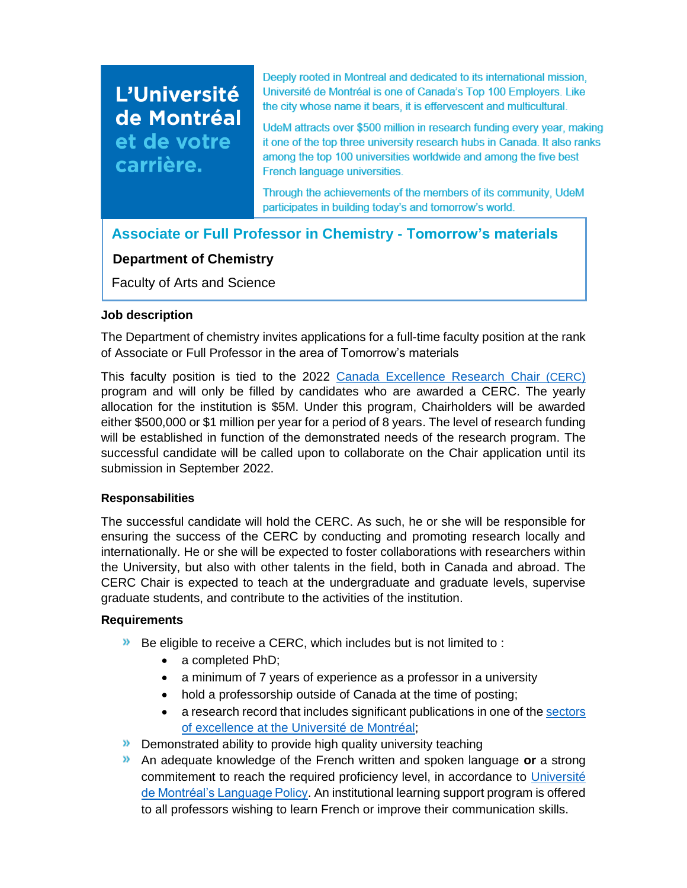**L'Université de Montréal et de votre carrière.**

Deeply rooted in Montreal and dedicated to its international mission, Université de Montréal is one of Canada's Top 100 Employers. Like the city whose name it bears, it is effervescent and multicultural.

UdeM attracts over $500 million in research funding every year, making it one of the top three university research hubs in Canada. It also ranks among the top 100 universities worldwide and among the five best French language universities.

Through the achievements of the members of its community, UdeM participates in building today's and tomorrow's world.

# Associate or Full Professor in Chemistry - Tomorrow's materials

**Department of Chemistry**

Faculty of Arts and Science

### Job description

The Department of chemistry invites applications for a full-time faculty position at the rank of Associate or Full Professor in the area of Tomorrow's materials

This faculty position is tied to the 2022 Canada Excellence Research Chair (CERC) program and will only be filled by candidates who are awarded a CERC. The yearly allocation for the institution is $5M. Under this program, Chairholders will be awarded either $500,000 or $1 million per year for a period of 8 years. The level of research funding will be established in function of the demonstrated needs of the research program. The successful candidate will be called upon to collaborate on the Chair application until its submission in September 2022.

### Responsabilities

The successful candidate will hold the CERC. As such, he or she will be responsible for ensuring the success of the CERC by conducting and promoting research locally and internationally. He or she will be expected to foster collaborations with researchers within the University, but also with other talents in the field, both in Canada and abroad. The CERC Chair is expected to teach at the undergraduate and graduate levels, supervise graduate students, and contribute to the activities of the institution.

### Requirements

- Be eligible to receive a CERC, which includes but is not limited to :
  - a completed PhD;
  - a minimum of 7 years of experience as a professor in a university
  - hold a professorship outside of Canada at the time of posting;
  - a research record that includes significant publications in one of the sectors of excellence at the Université de Montréal;
- Demonstrated ability to provide high quality university teaching
- An adequate knowledge of the French written and spoken language **or** a strong commitement to reach the required proficiency level, in accordance to Université de Montréal's Language Policy. An institutional learning support program is offered to all professors wishing to learn French or improve their communication skills.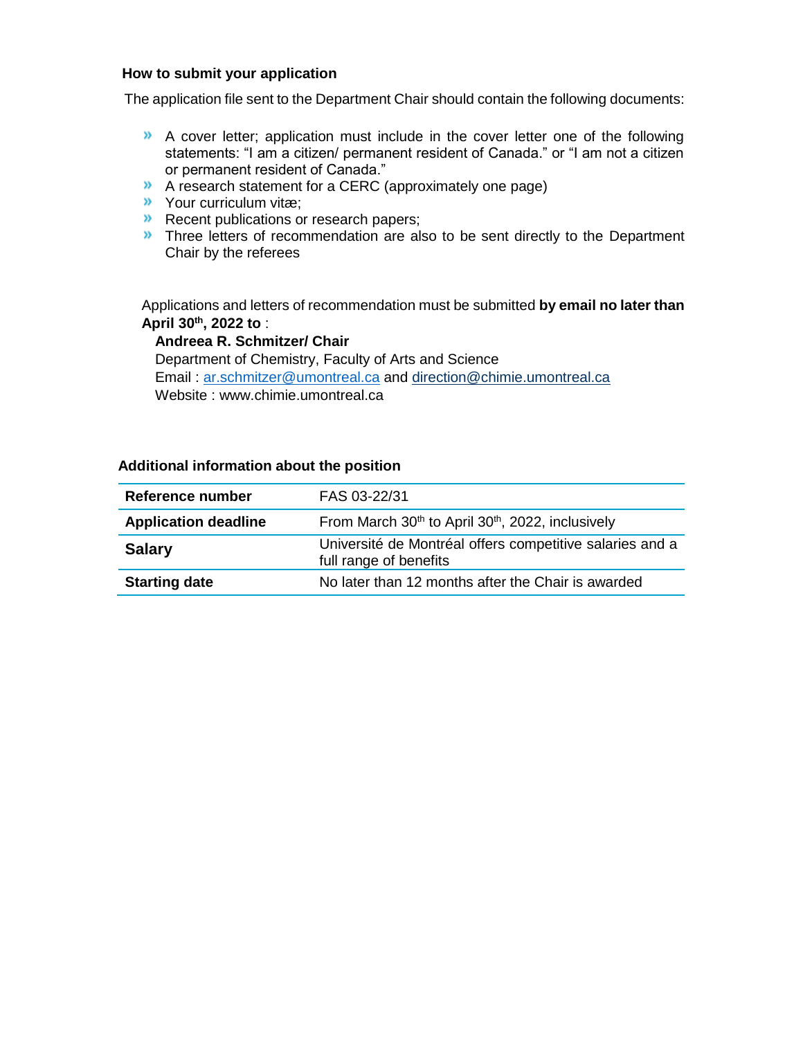### How to submit your application

The application file sent to the Department Chair should contain the following documents:

- A cover letter; application must include in the cover letter one of the following statements: "I am a citizen/ permanent resident of Canada." or "I am not a citizen or permanent resident of Canada."
- A research statement for a CERC (approximately one page)
- Your curriculum vitæ;
- Recent publications or research papers;
- Three letters of recommendation are also to be sent directly to the Department Chair by the referees

Applications and letters of recommendation must be submitted **by email no later than April 30th, 2022 to** :

**Andreea R. Schmitzer/ Chair**
Department of Chemistry, Faculty of Arts and Science
Email : ar.schmitzer@umontreal.ca and direction@chimie.umontreal.ca
Website : www.chimie.umontreal.ca

### Additional information about the position

| | |
|---|---|
| **Reference number** | FAS 03-22/31 |
| **Application deadline** | From March 30th to April 30th, 2022, inclusively |
| **Salary** | Université de Montréal offers competitive salaries and a full range of benefits |
| **Starting date** | No later than 12 months after the Chair is awarded |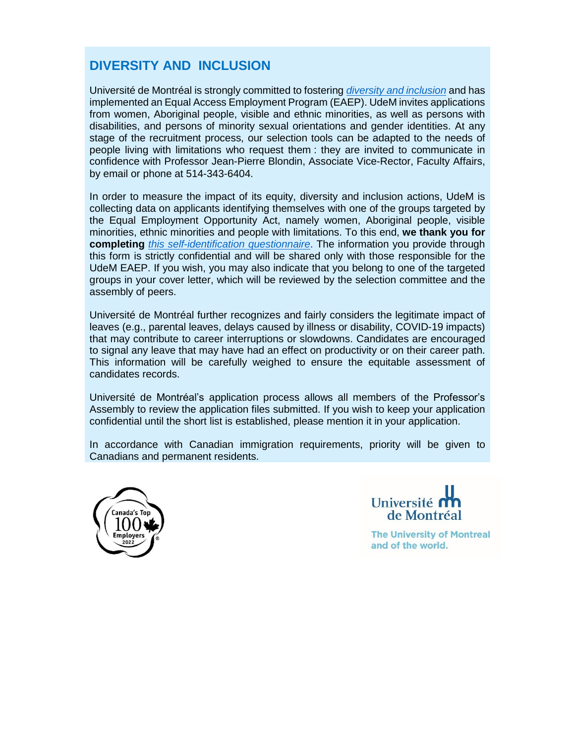## DIVERSITY AND INCLUSION

Université de Montréal is strongly committed to fostering *diversity and inclusion* and has implemented an Equal Access Employment Program (EAEP). UdeM invites applications from women, Aboriginal people, visible and ethnic minorities, as well as persons with disabilities, and persons of minority sexual orientations and gender identities. At any stage of the recruitment process, our selection tools can be adapted to the needs of people living with limitations who request them : they are invited to communicate in confidence with Professor Jean-Pierre Blondin, Associate Vice-Rector, Faculty Affairs, by email or phone at 514-343-6404.

In order to measure the impact of its equity, diversity and inclusion actions, UdeM is collecting data on applicants identifying themselves with one of the groups targeted by the Equal Employment Opportunity Act, namely women, Aboriginal people, visible minorities, ethnic minorities and people with limitations. To this end, **we thank you for completing** *this self-identification questionnaire*. The information you provide through this form is strictly confidential and will be shared only with those responsible for the UdeM EAEP. If you wish, you may also indicate that you belong to one of the targeted groups in your cover letter, which will be reviewed by the selection committee and the assembly of peers.

Université de Montréal further recognizes and fairly considers the legitimate impact of leaves (e.g., parental leaves, delays caused by illness or disability, COVID-19 impacts) that may contribute to career interruptions or slowdowns. Candidates are encouraged to signal any leave that may have had an effect on productivity or on their career path. This information will be carefully weighed to ensure the equitable assessment of candidates records.

Université de Montréal's application process allows all members of the Professor's Assembly to review the application files submitted. If you wish to keep your application confidential until the short list is established, please mention it in your application.

In accordance with Canadian immigration requirements, priority will be given to Canadians and permanent residents.

Canada's Top 100 Employers 2022

Université de Montréal

The University of Montreal and of the world.